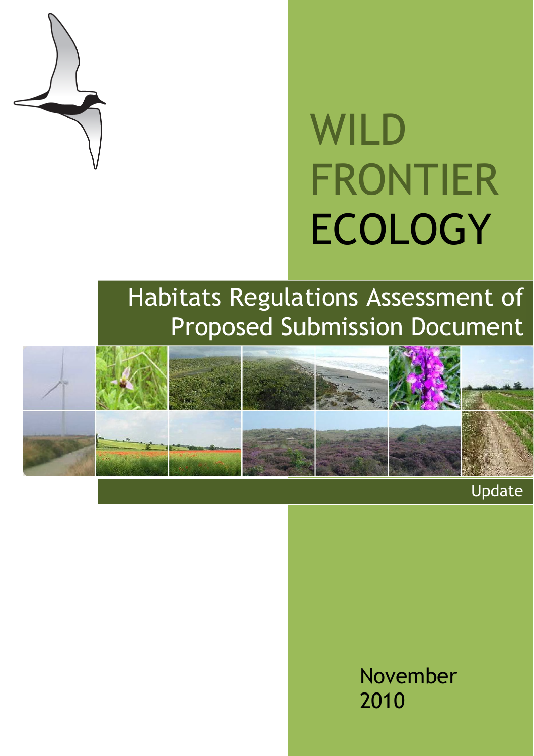# WILD FRONTIER ECOLOGY

## Habitats Regulations Assessment of Proposed Submission Document

Update

November 2010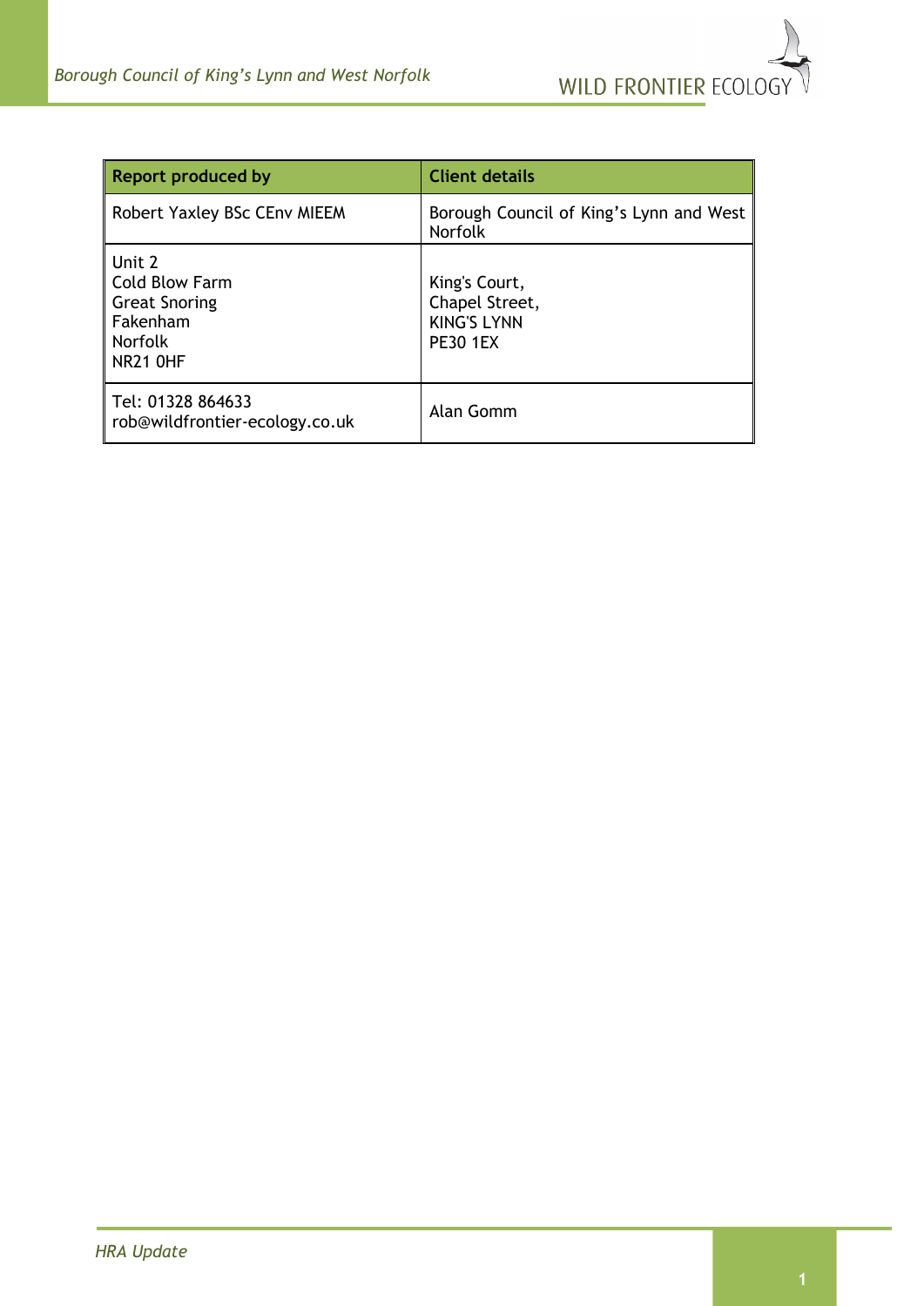| Report produced by | Client details |
| --- | --- |
| Robert Yaxley BSc CEnv MIEEM | Borough Council of King's Lynn and West Norfolk |
| Unit 2<br>Cold Blow Farm<br>Great Snoring<br>Fakenham<br>Norfolk<br>NR21 0HF | King's Court,<br>Chapel Street,<br>KING'S LYNN<br>PE30 1EX |
| Tel: 01328 864633<br>rob@wildfrontier-ecology.co.uk | Alan Gomm |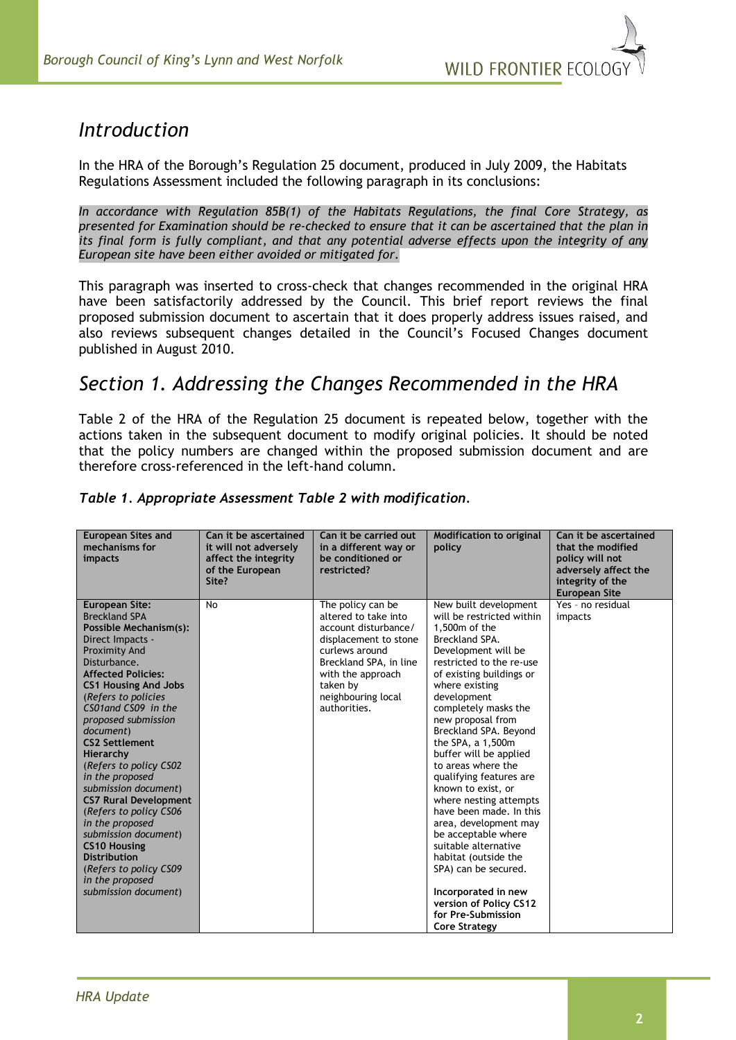## *Introduction*

In the HRA of the Borough's Regulation 25 document, produced in July 2009, the Habitats Regulations Assessment included the following paragraph in its conclusions:

*In accordance with Regulation 85B(1) of the Habitats Regulations, the final Core Strategy, as presented for Examination should be re-checked to ensure that it can be ascertained that the plan in its final form is fully compliant, and that any potential adverse effects upon the integrity of any European site have been either avoided or mitigated for.*

This paragraph was inserted to cross-check that changes recommended in the original HRA have been satisfactorily addressed by the Council. This brief report reviews the final proposed submission document to ascertain that it does properly address issues raised, and also reviews subsequent changes detailed in the Council's Focused Changes document published in August 2010.

## *Section 1. Addressing the Changes Recommended in the HRA*

Table 2 of the HRA of the Regulation 25 document is repeated below, together with the actions taken in the subsequent document to modify original policies. It should be noted that the policy numbers are changed within the proposed submission document and are therefore cross-referenced in the left-hand column.

***Table 1. Appropriate Assessment Table 2 with modification.***

| European Sites and mechanisms for impacts | Can it be ascertained it will not adversely affect the integrity of the European Site? | Can it be carried out in a different way or be conditioned or restricted? | Modification to original policy | Can it be ascertained that the modified policy will not adversely affect the integrity of the European Site |
|---|---|---|---|---|
| **European Site:** Breckland SPA<br>**Possible Mechanism(s):** Direct Impacts - Proximity And Disturbance.<br>**Affected Policies:**<br>**CS1 Housing And Jobs** (*Refers to policies CS01and CS09 in the proposed submission document*)<br>**CS2 Settlement Hierarchy** (*Refers to policy CS02 in the proposed submission document*)<br>**CS7 Rural Development** (*Refers to policy CS06 in the proposed submission document*)<br>**CS10 Housing Distribution** (*Refers to policy CS09 in the proposed submission document*) | No | The policy can be altered to take into account disturbance/ displacement to stone curlews around Breckland SPA, in line with the approach taken by neighbouring local authorities. | New built development will be restricted within 1,500m of the Breckland SPA. Development will be restricted to the re-use of existing buildings or where existing development completely masks the new proposal from Breckland SPA. Beyond the SPA, a 1,500m buffer will be applied to areas where the qualifying features are known to exist, or where nesting attempts have been made. In this area, development may be acceptable where suitable alternative habitat (outside the SPA) can be secured.<br><br>**Incorporated in new version of Policy CS12 for Pre-Submission Core Strategy** | Yes - no residual impacts |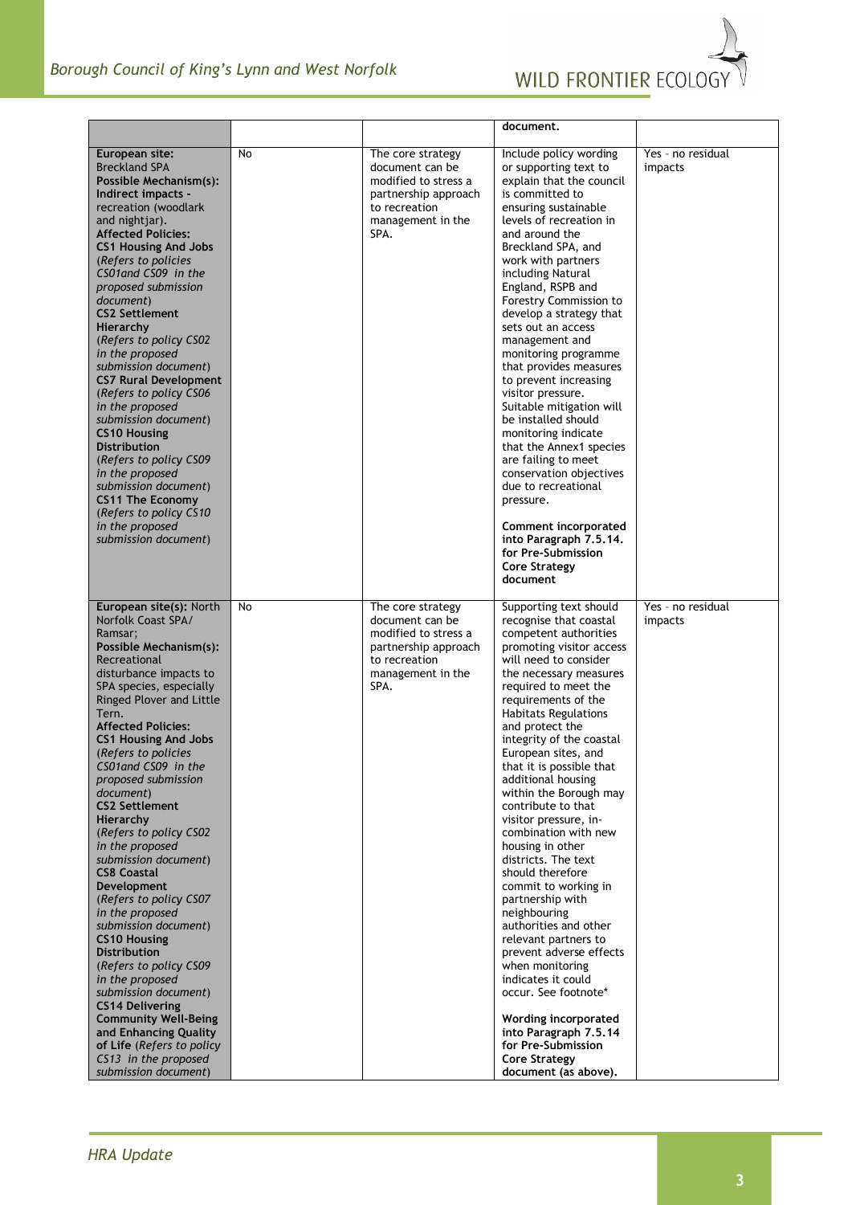| | | | | |
|---|---|---|---|---|
| | | | document. | |
| **European site:** Breckland SPA **Possible Mechanism(s):** **Indirect impacts -** recreation (woodlark and nightjar). **Affected Policies:** **CS1 Housing And Jobs** (*Refers to policies CS01and CS09 in the proposed submission document*) **CS2 Settlement Hierarchy** (*Refers to policy CS02 in the proposed submission document*) **CS7 Rural Development** (*Refers to policy CS06 in the proposed submission document*) **CS10 Housing Distribution** (*Refers to policy CS09 in the proposed submission document*) **CS11 The Economy** (*Refers to policy CS10 in the proposed submission document*) | No | The core strategy document can be modified to stress a partnership approach to recreation management in the SPA. | Include policy wording or supporting text to explain that the council is committed to ensuring sustainable levels of recreation in and around the Breckland SPA, and work with partners including Natural England, RSPB and Forestry Commission to develop a strategy that sets out an access management and monitoring programme that provides measures to prevent increasing visitor pressure. Suitable mitigation will be installed should monitoring indicate that the Annex1 species are failing to meet conservation objectives due to recreational pressure. **Comment incorporated into Paragraph 7.5.14. for Pre-Submission Core Strategy document** | Yes - no residual impacts |
| **European site(s):** North Norfolk Coast SPA/ Ramsar; **Possible Mechanism(s):** Recreational disturbance impacts to SPA species, especially Ringed Plover and Little Tern. **Affected Policies:** **CS1 Housing And Jobs** (*Refers to policies CS01and CS09 in the proposed submission document*) **CS2 Settlement Hierarchy** (*Refers to policy CS02 in the proposed submission document*) **CS8 Coastal Development** (*Refers to policy CS07 in the proposed submission document*) **CS10 Housing Distribution** (*Refers to policy CS09 in the proposed submission document*) **CS14 Delivering Community Well-Being and Enhancing Quality of Life** (*Refers to policy CS13 in the proposed submission document*) | No | The core strategy document can be modified to stress a partnership approach to recreation management in the SPA. | Supporting text should recognise that coastal competent authorities promoting visitor access will need to consider the necessary measures required to meet the requirements of the Habitats Regulations and protect the integrity of the coastal European sites, and that it is possible that additional housing within the Borough may contribute to that visitor pressure, in-combination with new housing in other districts. The text should therefore commit to working in partnership with neighbouring authorities and other relevant partners to prevent adverse effects when monitoring indicates it could occur. See footnote* **Wording incorporated into Paragraph 7.5.14 for Pre-Submission Core Strategy document (as above).** | Yes - no residual impacts |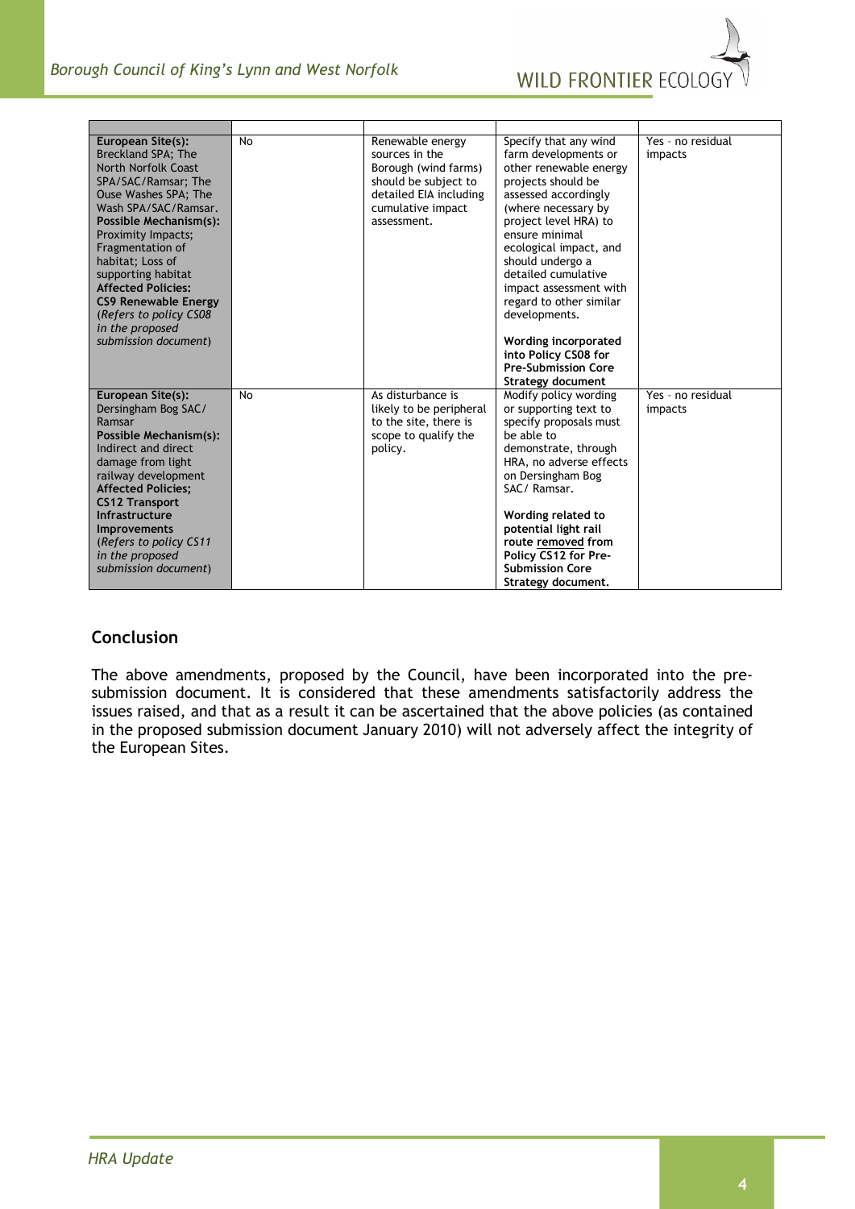| | | | | |
|---|---|---|---|---|
| **European Site(s):** Breckland SPA; The North Norfolk Coast SPA/SAC/Ramsar; The Ouse Washes SPA; The Wash SPA/SAC/Ramsar. **Possible Mechanism(s):** Proximity Impacts; Fragmentation of habitat; Loss of supporting habitat **Affected Policies:** **CS9 Renewable Energy** *(Refers to policy CS08 in the proposed submission document)* | No | Renewable energy sources in the Borough (wind farms) should be subject to detailed EIA including cumulative impact assessment. | Specify that any wind farm developments or other renewable energy projects should be assessed accordingly (where necessary by project level HRA) to ensure minimal ecological impact, and should undergo a detailed cumulative impact assessment with regard to other similar developments. **Wording incorporated into Policy CS08 for Pre-Submission Core Strategy document** | Yes - no residual impacts |
| **European Site(s):** Dersingham Bog SAC/ Ramsar **Possible Mechanism(s):** Indirect and direct damage from light railway development **Affected Policies;** **CS12 Transport Infrastructure Improvements** *(Refers to policy CS11 in the proposed submission document)* | No | As disturbance is likely to be peripheral to the site, there is scope to qualify the policy. | Modify policy wording or supporting text to specify proposals must be able to demonstrate, through HRA, no adverse effects on Dersingham Bog SAC/ Ramsar. **Wording related to potential light rail route removed from Policy CS12 for Pre-Submission Core Strategy document.** | Yes - no residual impacts |

## Conclusion

The above amendments, proposed by the Council, have been incorporated into the pre-submission document. It is considered that these amendments satisfactorily address the issues raised, and that as a result it can be ascertained that the above policies (as contained in the proposed submission document January 2010) will not adversely affect the integrity of the European Sites.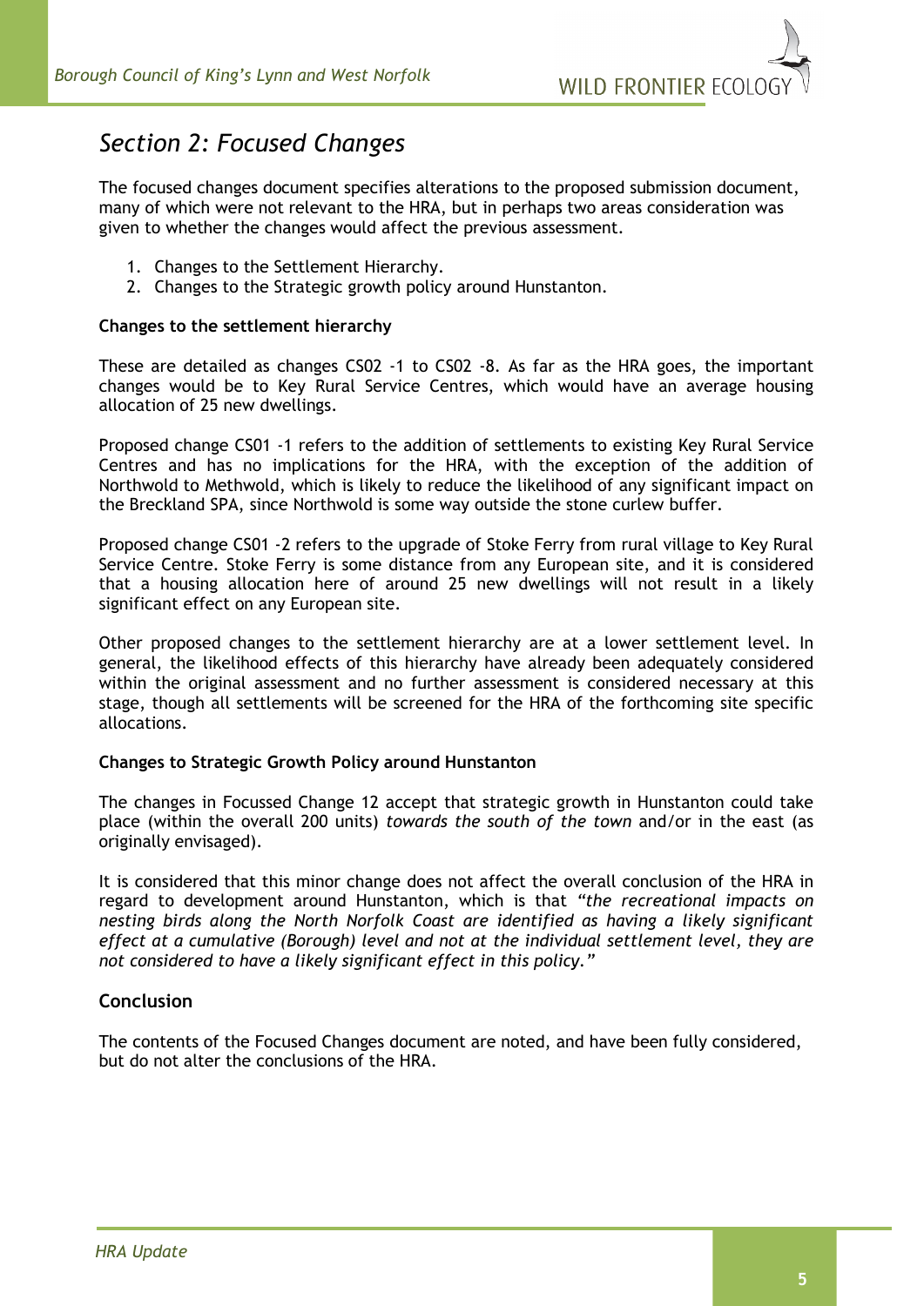## *Section 2: Focused Changes*

The focused changes document specifies alterations to the proposed submission document, many of which were not relevant to the HRA, but in perhaps two areas consideration was given to whether the changes would affect the previous assessment.

1. Changes to the Settlement Hierarchy.
2. Changes to the Strategic growth policy around Hunstanton.

**Changes to the settlement hierarchy**

These are detailed as changes CS02 -1 to CS02 -8. As far as the HRA goes, the important changes would be to Key Rural Service Centres, which would have an average housing allocation of 25 new dwellings.

Proposed change CS01 -1 refers to the addition of settlements to existing Key Rural Service Centres and has no implications for the HRA, with the exception of the addition of Northwold to Methwold, which is likely to reduce the likelihood of any significant impact on the Breckland SPA, since Northwold is some way outside the stone curlew buffer.

Proposed change CS01 -2 refers to the upgrade of Stoke Ferry from rural village to Key Rural Service Centre. Stoke Ferry is some distance from any European site, and it is considered that a housing allocation here of around 25 new dwellings will not result in a likely significant effect on any European site.

Other proposed changes to the settlement hierarchy are at a lower settlement level. In general, the likelihood effects of this hierarchy have already been adequately considered within the original assessment and no further assessment is considered necessary at this stage, though all settlements will be screened for the HRA of the forthcoming site specific allocations.

**Changes to Strategic Growth Policy around Hunstanton**

The changes in Focussed Change 12 accept that strategic growth in Hunstanton could take place (within the overall 200 units) *towards the south of the town* and/or in the east (as originally envisaged).

It is considered that this minor change does not affect the overall conclusion of the HRA in regard to development around Hunstanton, which is that *"the recreational impacts on nesting birds along the North Norfolk Coast are identified as having a likely significant effect at a cumulative (Borough) level and not at the individual settlement level, they are not considered to have a likely significant effect in this policy."*

### Conclusion

The contents of the Focused Changes document are noted, and have been fully considered, but do not alter the conclusions of the HRA.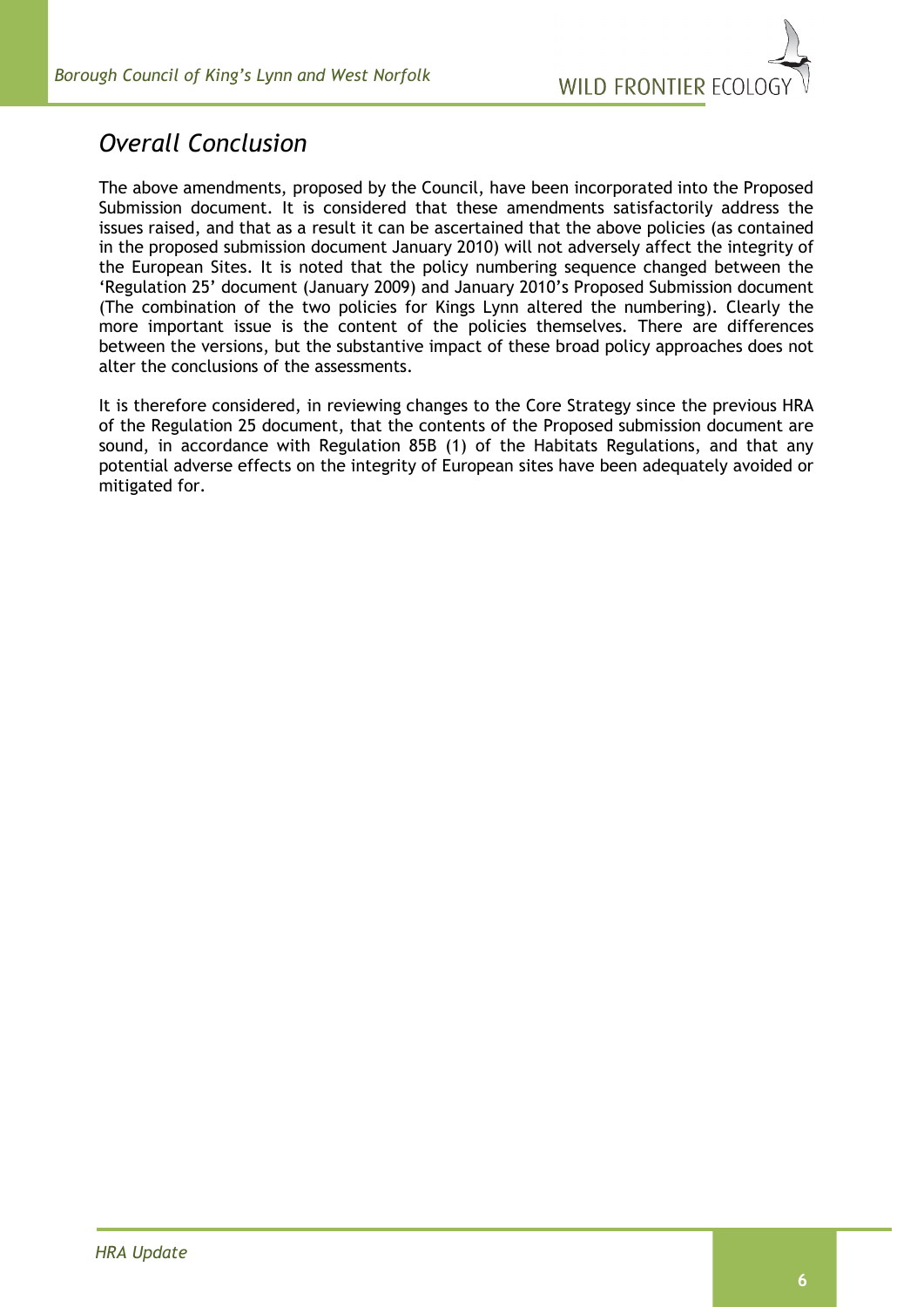## *Overall Conclusion*

The above amendments, proposed by the Council, have been incorporated into the Proposed Submission document. It is considered that these amendments satisfactorily address the issues raised, and that as a result it can be ascertained that the above policies (as contained in the proposed submission document January 2010) will not adversely affect the integrity of the European Sites. It is noted that the policy numbering sequence changed between the 'Regulation 25' document (January 2009) and January 2010's Proposed Submission document (The combination of the two policies for Kings Lynn altered the numbering). Clearly the more important issue is the content of the policies themselves. There are differences between the versions, but the substantive impact of these broad policy approaches does not alter the conclusions of the assessments.

It is therefore considered, in reviewing changes to the Core Strategy since the previous HRA of the Regulation 25 document, that the contents of the Proposed submission document are sound, in accordance with Regulation 85B (1) of the Habitats Regulations, and that any potential adverse effects on the integrity of European sites have been adequately avoided or mitigated for.